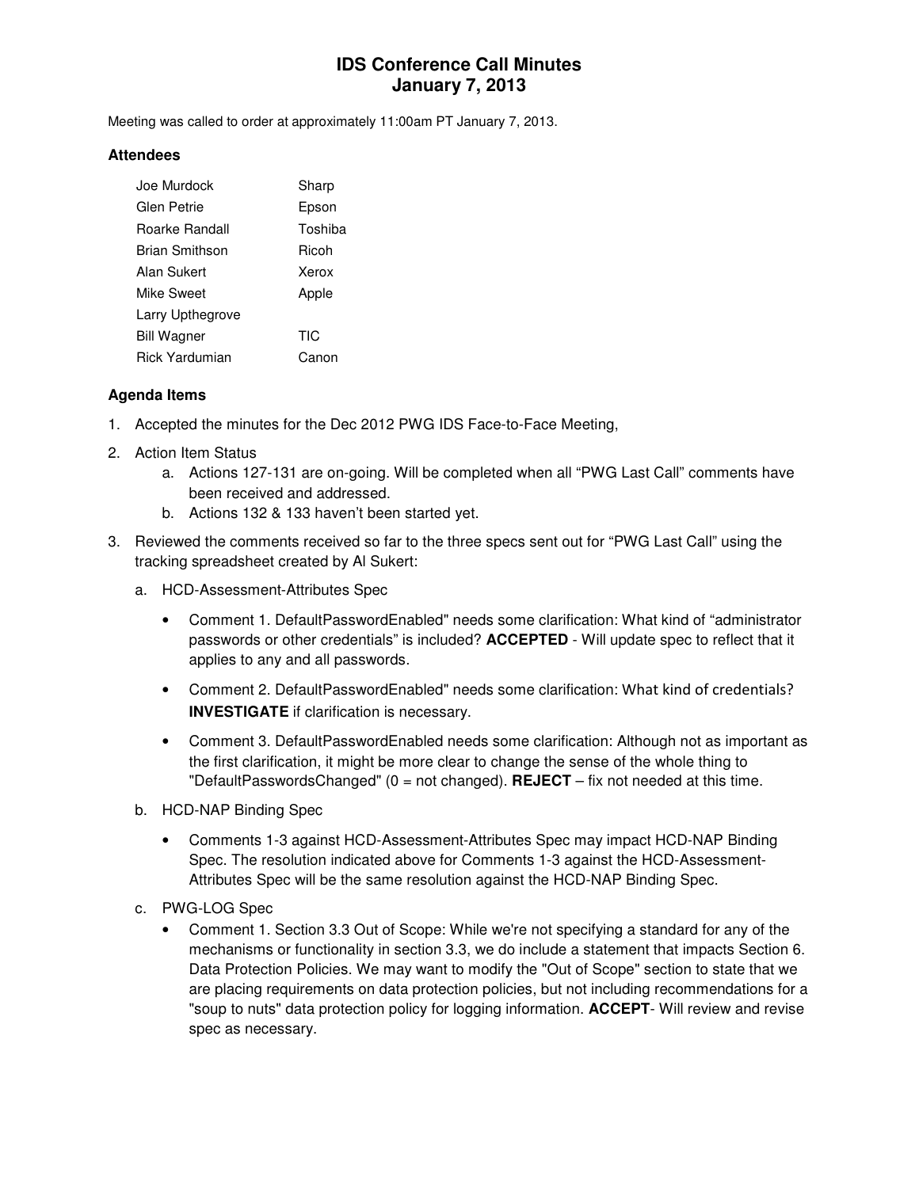# IDS Conference Call Minutes
# January 7, 2013

Meeting was called to order at approximately 11:00am PT January 7, 2013.

### Attendees

| | |
|---|---|
| Joe Murdock | Sharp |
| Glen Petrie | Epson |
| Roarke Randall | Toshiba |
| Brian Smithson | Ricoh |
| Alan Sukert | Xerox |
| Mike Sweet | Apple |
| Larry Upthegrove | |
| Bill Wagner | TIC |
| Rick Yardumian | Canon |

### Agenda Items

1. Accepted the minutes for the Dec 2012 PWG IDS Face-to-Face Meeting,
2. Action Item Status
   a. Actions 127-131 are on-going. Will be completed when all "PWG Last Call" comments have been received and addressed.
   b. Actions 132 & 133 haven't been started yet.
3. Reviewed the comments received so far to the three specs sent out for "PWG Last Call" using the tracking spreadsheet created by Al Sukert:
   a. HCD-Assessment-Attributes Spec
      - Comment 1. DefaultPasswordEnabled" needs some clarification: What kind of "administrator passwords or other credentials" is included? **ACCEPTED** - Will update spec to reflect that it applies to any and all passwords.
      - Comment 2. DefaultPasswordEnabled" needs some clarification: What kind of credentials? **INVESTIGATE** if clarification is necessary.
      - Comment 3. DefaultPasswordEnabled needs some clarification: Although not as important as the first clarification, it might be more clear to change the sense of the whole thing to "DefaultPasswordsChanged" (0 = not changed). **REJECT** – fix not needed at this time.
   b. HCD-NAP Binding Spec
      - Comments 1-3 against HCD-Assessment-Attributes Spec may impact HCD-NAP Binding Spec. The resolution indicated above for Comments 1-3 against the HCD-Assessment-Attributes Spec will be the same resolution against the HCD-NAP Binding Spec.
   c. PWG-LOG Spec
      - Comment 1. Section 3.3 Out of Scope: While we're not specifying a standard for any of the mechanisms or functionality in section 3.3, we do include a statement that impacts Section 6. Data Protection Policies. We may want to modify the "Out of Scope" section to state that we are placing requirements on data protection policies, but not including recommendations for a "soup to nuts" data protection policy for logging information. **ACCEPT**- Will review and revise spec as necessary.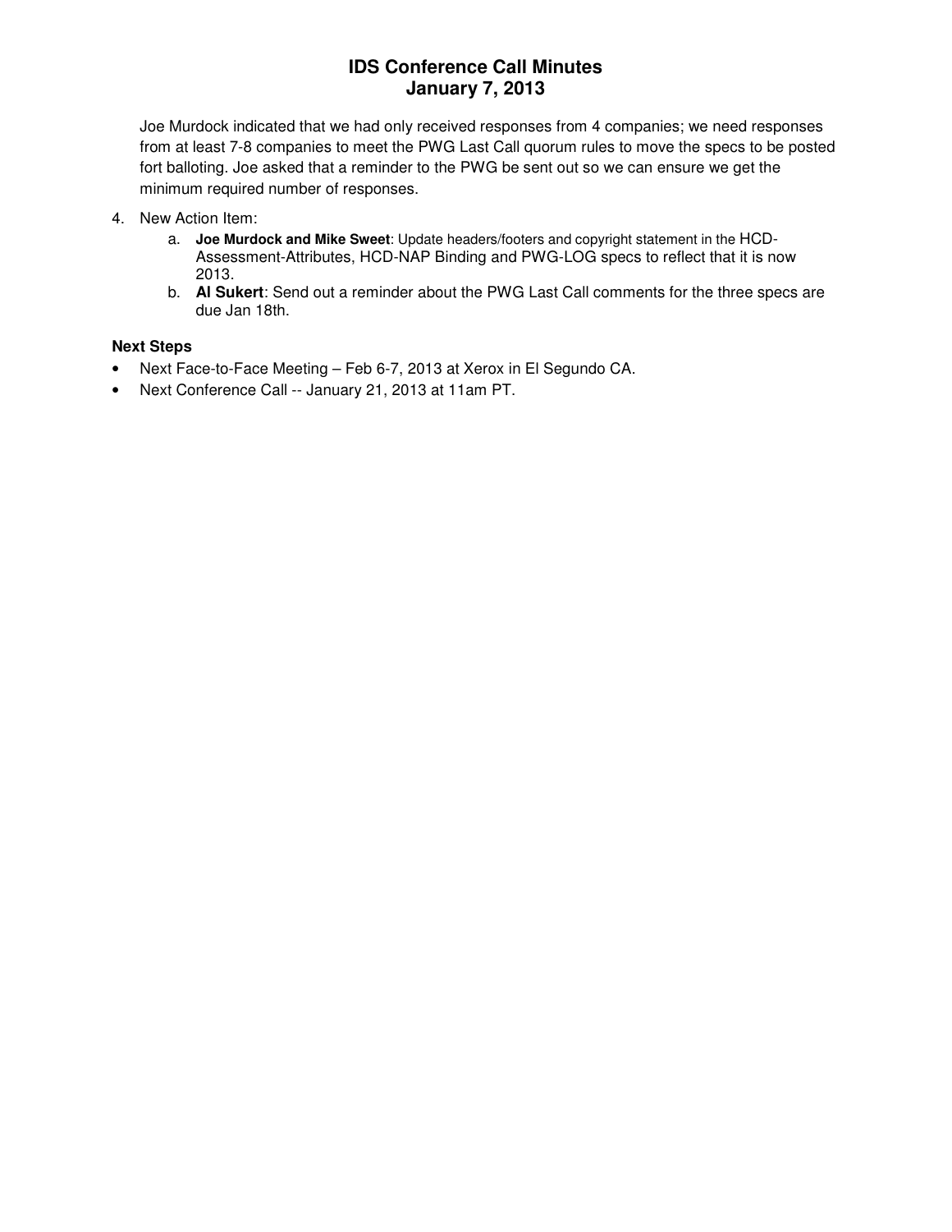Joe Murdock indicated that we had only received responses from 4 companies; we need responses from at least 7-8 companies to meet the PWG Last Call quorum rules to move the specs to be posted fort balloting. Joe asked that a reminder to the PWG be sent out so we can ensure we get the minimum required number of responses.

4. New Action Item:
   a. **Joe Murdock and Mike Sweet**: Update headers/footers and copyright statement in the HCD-Assessment-Attributes, HCD-NAP Binding and PWG-LOG specs to reflect that it is now 2013.
   b. **Al Sukert**: Send out a reminder about the PWG Last Call comments for the three specs are due Jan 18th.

### Next Steps

- Next Face-to-Face Meeting – Feb 6-7, 2013 at Xerox in El Segundo CA.
- Next Conference Call -- January 21, 2013 at 11am PT.